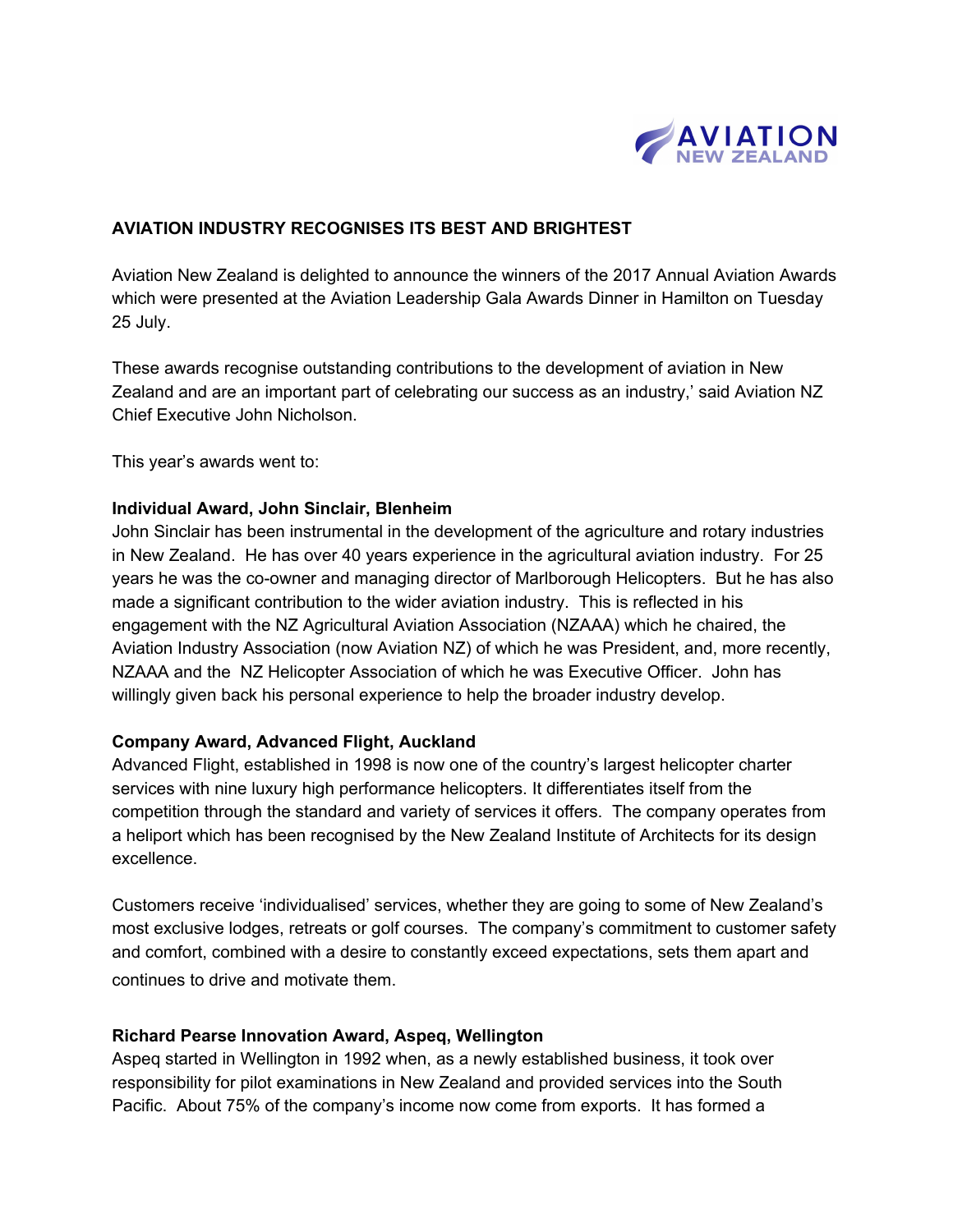**AVIATION INDUSTRY RECOGNISES ITS BEST AND BRIGHTEST**

Aviation New Zealand is delighted to announce the winners of the 2017 Annual Aviation Awards which were presented at the Aviation Leadership Gala Awards Dinner in Hamilton on Tuesday 25 July.

These awards recognise outstanding contributions to the development of aviation in New Zealand and are an important part of celebrating our success as an industry,' said Aviation NZ Chief Executive John Nicholson.

This year's awards went to:

**Individual Award, John Sinclair, Blenheim**

John Sinclair has been instrumental in the development of the agriculture and rotary industries in New Zealand. He has over 40 years experience in the agricultural aviation industry. For 25 years he was the co-owner and managing director of Marlborough Helicopters. But he has also made a significant contribution to the wider aviation industry. This is reflected in his engagement with the NZ Agricultural Aviation Association (NZAAA) which he chaired, the Aviation Industry Association (now Aviation NZ) of which he was President, and, more recently, NZAAA and the NZ Helicopter Association of which he was Executive Officer. John has willingly given back his personal experience to help the broader industry develop.

**Company Award, Advanced Flight, Auckland**

Advanced Flight, established in 1998 is now one of the country's largest helicopter charter services with nine luxury high performance helicopters. It differentiates itself from the competition through the standard and variety of services it offers. The company operates from a heliport which has been recognised by the New Zealand Institute of Architects for its design excellence.

Customers receive 'individualised' services, whether they are going to some of New Zealand's most exclusive lodges, retreats or golf courses. The company's commitment to customer safety and comfort, combined with a desire to constantly exceed expectations, sets them apart and continues to drive and motivate them.

**Richard Pearse Innovation Award, Aspeq, Wellington**

Aspeq started in Wellington in 1992 when, as a newly established business, it took over responsibility for pilot examinations in New Zealand and provided services into the South Pacific. About 75% of the company's income now come from exports. It has formed a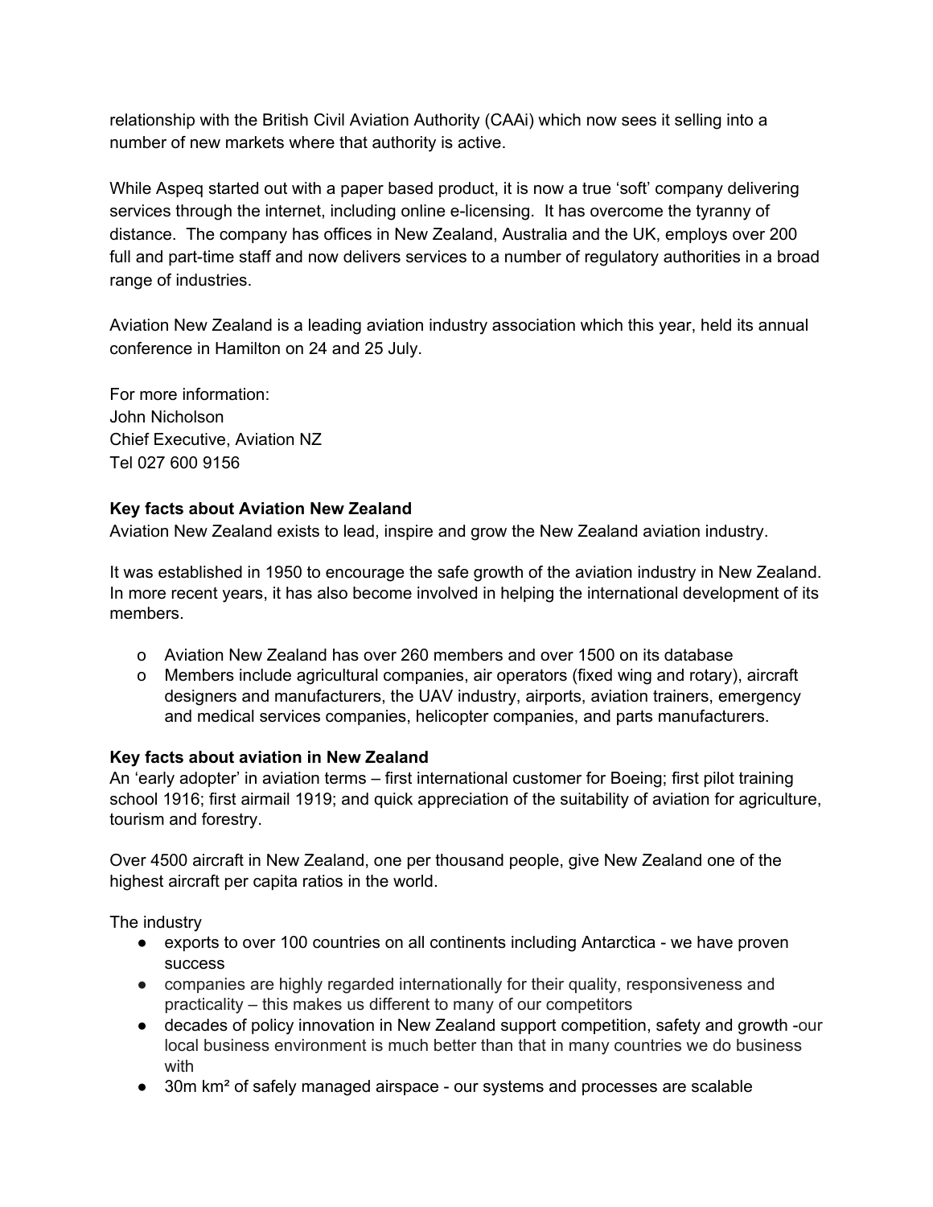relationship with the British Civil Aviation Authority (CAAi) which now sees it selling into a number of new markets where that authority is active.

While Aspeq started out with a paper based product, it is now a true 'soft' company delivering services through the internet, including online e-licensing. It has overcome the tyranny of distance. The company has offices in New Zealand, Australia and the UK, employs over 200 full and part-time staff and now delivers services to a number of regulatory authorities in a broad range of industries.

Aviation New Zealand is a leading aviation industry association which this year, held its annual conference in Hamilton on 24 and 25 July.

For more information:
John Nicholson
Chief Executive, Aviation NZ
Tel 027 600 9156

**Key facts about Aviation New Zealand**
Aviation New Zealand exists to lead, inspire and grow the New Zealand aviation industry.

It was established in 1950 to encourage the safe growth of the aviation industry in New Zealand. In more recent years, it has also become involved in helping the international development of its members.

- Aviation New Zealand has over 260 members and over 1500 on its database
- Members include agricultural companies, air operators (fixed wing and rotary), aircraft designers and manufacturers, the UAV industry, airports, aviation trainers, emergency and medical services companies, helicopter companies, and parts manufacturers.

**Key facts about aviation in New Zealand**
An 'early adopter' in aviation terms – first international customer for Boeing; first pilot training school 1916; first airmail 1919; and quick appreciation of the suitability of aviation for agriculture, tourism and forestry.

Over 4500 aircraft in New Zealand, one per thousand people, give New Zealand one of the highest aircraft per capita ratios in the world.

The industry

- exports to over 100 countries on all continents including Antarctica - we have proven success
- companies are highly regarded internationally for their quality, responsiveness and practicality – this makes us different to many of our competitors
- decades of policy innovation in New Zealand support competition, safety and growth -our local business environment is much better than that in many countries we do business with
- 30m km² of safely managed airspace - our systems and processes are scalable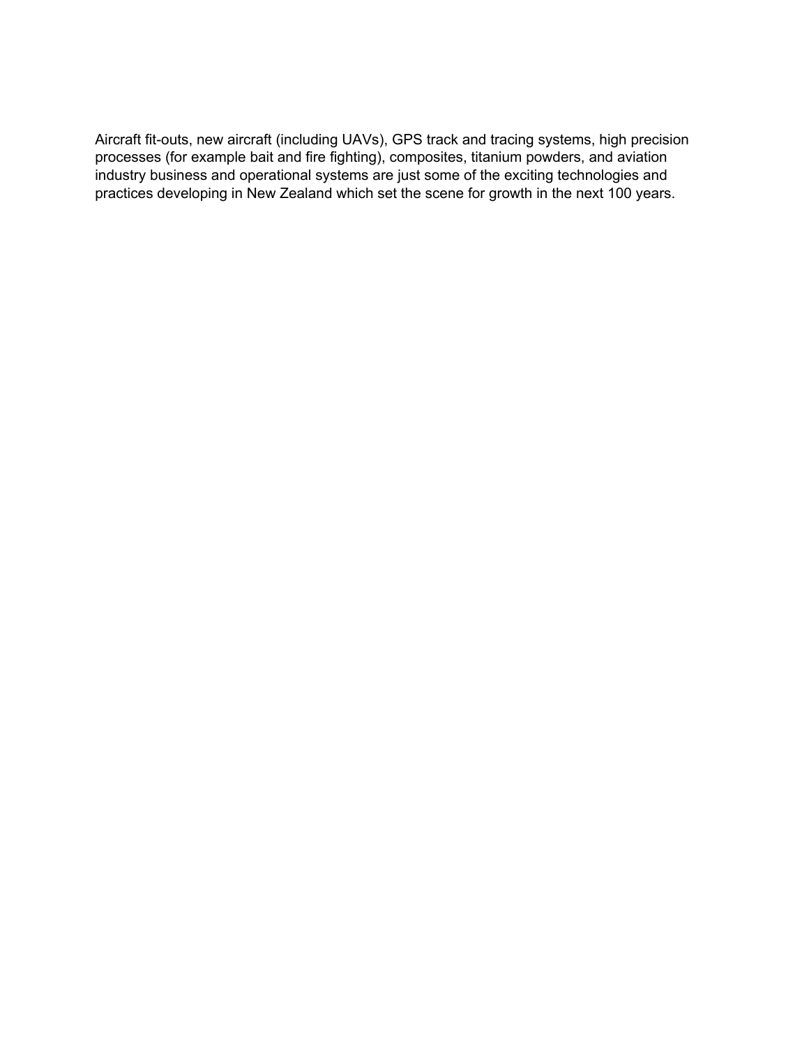Aircraft fit-outs, new aircraft (including UAVs), GPS track and tracing systems, high precision processes (for example bait and fire fighting), composites, titanium powders, and aviation industry business and operational systems are just some of the exciting technologies and practices developing in New Zealand which set the scene for growth in the next 100 years.